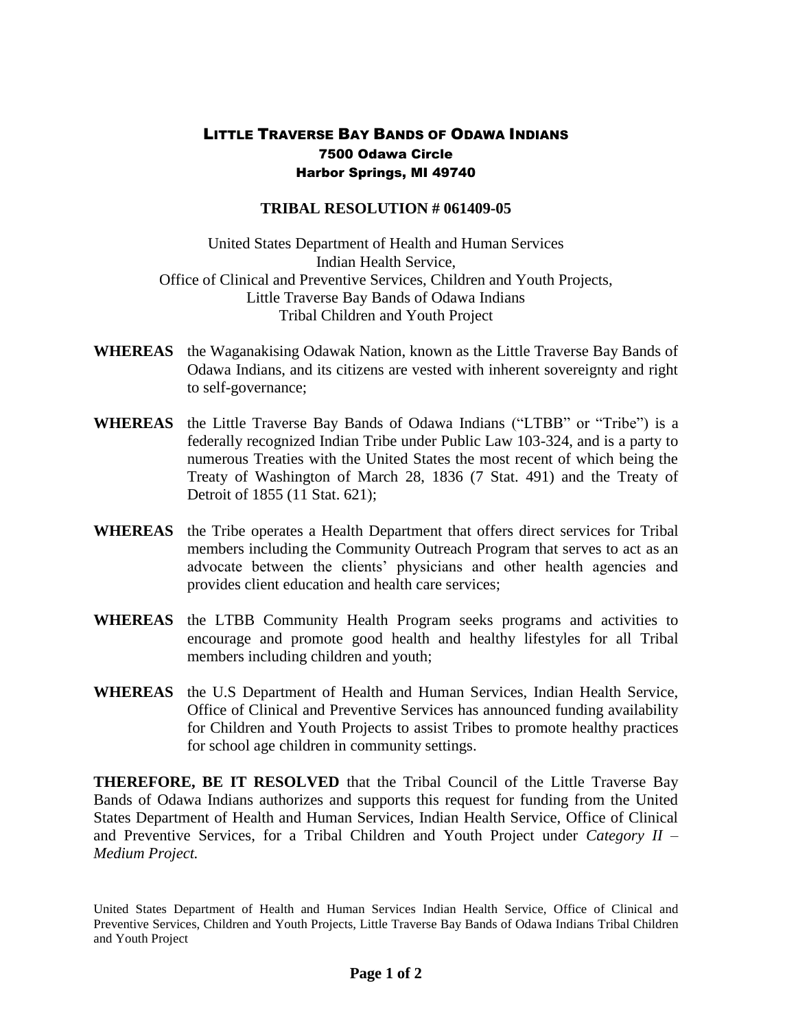# LITTLE TRAVERSE BAY BANDS OF ODAWA INDIANS

7500 Odawa Circle
Harbor Springs, MI 49740

## TRIBAL RESOLUTION # 061409-05

United States Department of Health and Human Services
Indian Health Service,
Office of Clinical and Preventive Services, Children and Youth Projects,
Little Traverse Bay Bands of Odawa Indians
Tribal Children and Youth Project

**WHEREAS** the Waganakising Odawak Nation, known as the Little Traverse Bay Bands of Odawa Indians, and its citizens are vested with inherent sovereignty and right to self-governance;

**WHEREAS** the Little Traverse Bay Bands of Odawa Indians ("LTBB" or "Tribe") is a federally recognized Indian Tribe under Public Law 103-324, and is a party to numerous Treaties with the United States the most recent of which being the Treaty of Washington of March 28, 1836 (7 Stat. 491) and the Treaty of Detroit of 1855 (11 Stat. 621);

**WHEREAS** the Tribe operates a Health Department that offers direct services for Tribal members including the Community Outreach Program that serves to act as an advocate between the clients' physicians and other health agencies and provides client education and health care services;

**WHEREAS** the LTBB Community Health Program seeks programs and activities to encourage and promote good health and healthy lifestyles for all Tribal members including children and youth;

**WHEREAS** the U.S Department of Health and Human Services, Indian Health Service, Office of Clinical and Preventive Services has announced funding availability for Children and Youth Projects to assist Tribes to promote healthy practices for school age children in community settings.

**THEREFORE, BE IT RESOLVED** that the Tribal Council of the Little Traverse Bay Bands of Odawa Indians authorizes and supports this request for funding from the United States Department of Health and Human Services, Indian Health Service, Office of Clinical and Preventive Services, for a Tribal Children and Youth Project under *Category II – Medium Project.*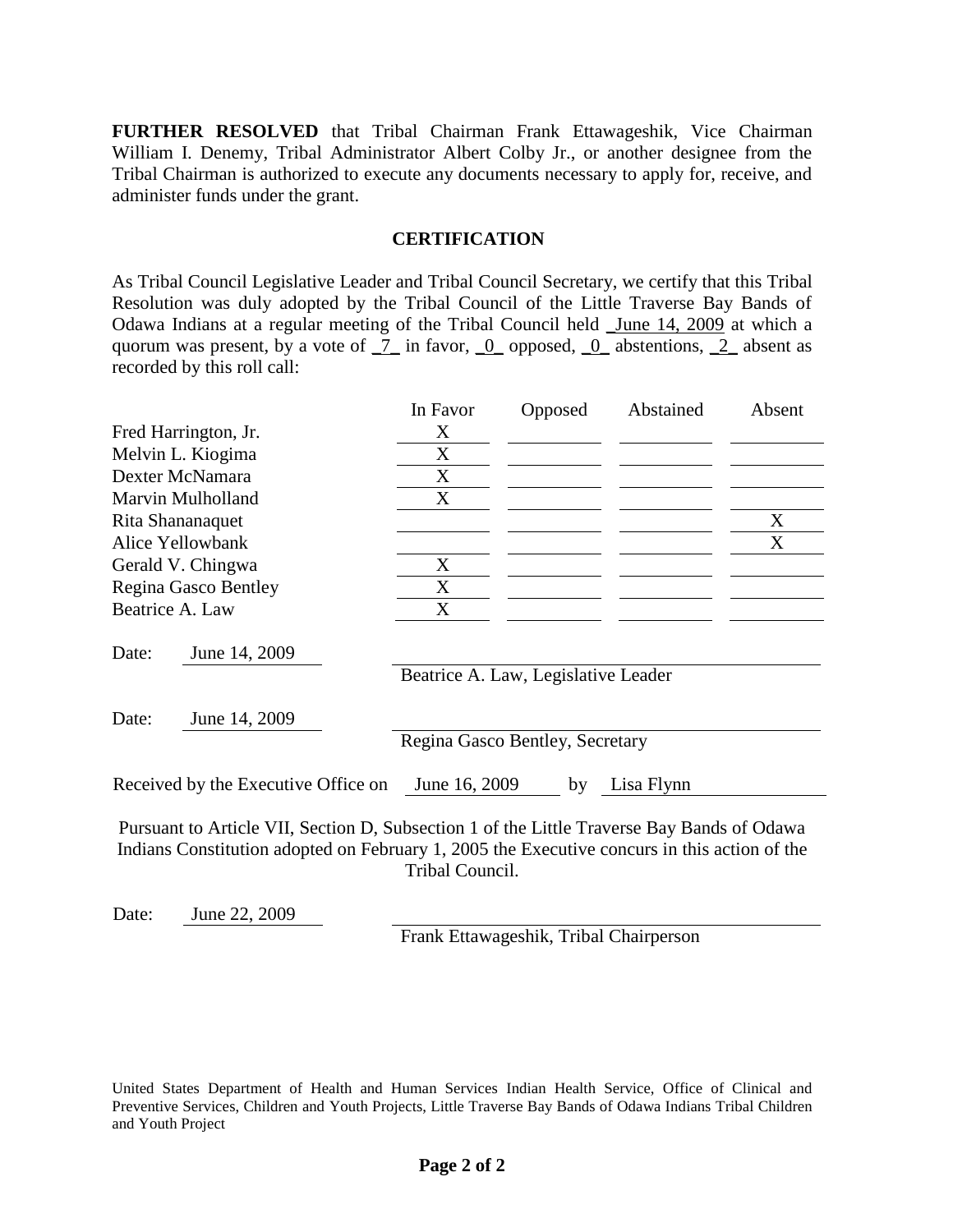**FURTHER RESOLVED** that Tribal Chairman Frank Ettawageshik, Vice Chairman William I. Denemy, Tribal Administrator Albert Colby Jr., or another designee from the Tribal Chairman is authorized to execute any documents necessary to apply for, receive, and administer funds under the grant.

## CERTIFICATION

As Tribal Council Legislative Leader and Tribal Council Secretary, we certify that this Tribal Resolution was duly adopted by the Tribal Council of the Little Traverse Bay Bands of Odawa Indians at a regular meeting of the Tribal Council held June 14, 2009 at which a quorum was present, by a vote of 7 in favor, 0 opposed, 0 abstentions, 2 absent as recorded by this roll call:

| | In Favor | Opposed | Abstained | Absent |
|---|---|---|---|---|
| Fred Harrington, Jr. | X | | | |
| Melvin L. Kiogima | X | | | |
| Dexter McNamara | X | | | |
| Marvin Mulholland | X | | | |
| Rita Shananaquet | | | | X |
| Alice Yellowbank | | | | X |
| Gerald V. Chingwa | X | | | |
| Regina Gasco Bentley | X | | | |
| Beatrice A. Law | X | | | |

Date: June 14, 2009

Beatrice A. Law, Legislative Leader

Date: June 14, 2009

Regina Gasco Bentley, Secretary

Received by the Executive Office on June 16, 2009 by Lisa Flynn

Pursuant to Article VII, Section D, Subsection 1 of the Little Traverse Bay Bands of Odawa Indians Constitution adopted on February 1, 2005 the Executive concurs in this action of the Tribal Council.

Date: June 22, 2009

Frank Ettawageshik, Tribal Chairperson

United States Department of Health and Human Services Indian Health Service, Office of Clinical and Preventive Services, Children and Youth Projects, Little Traverse Bay Bands of Odawa Indians Tribal Children and Youth Project